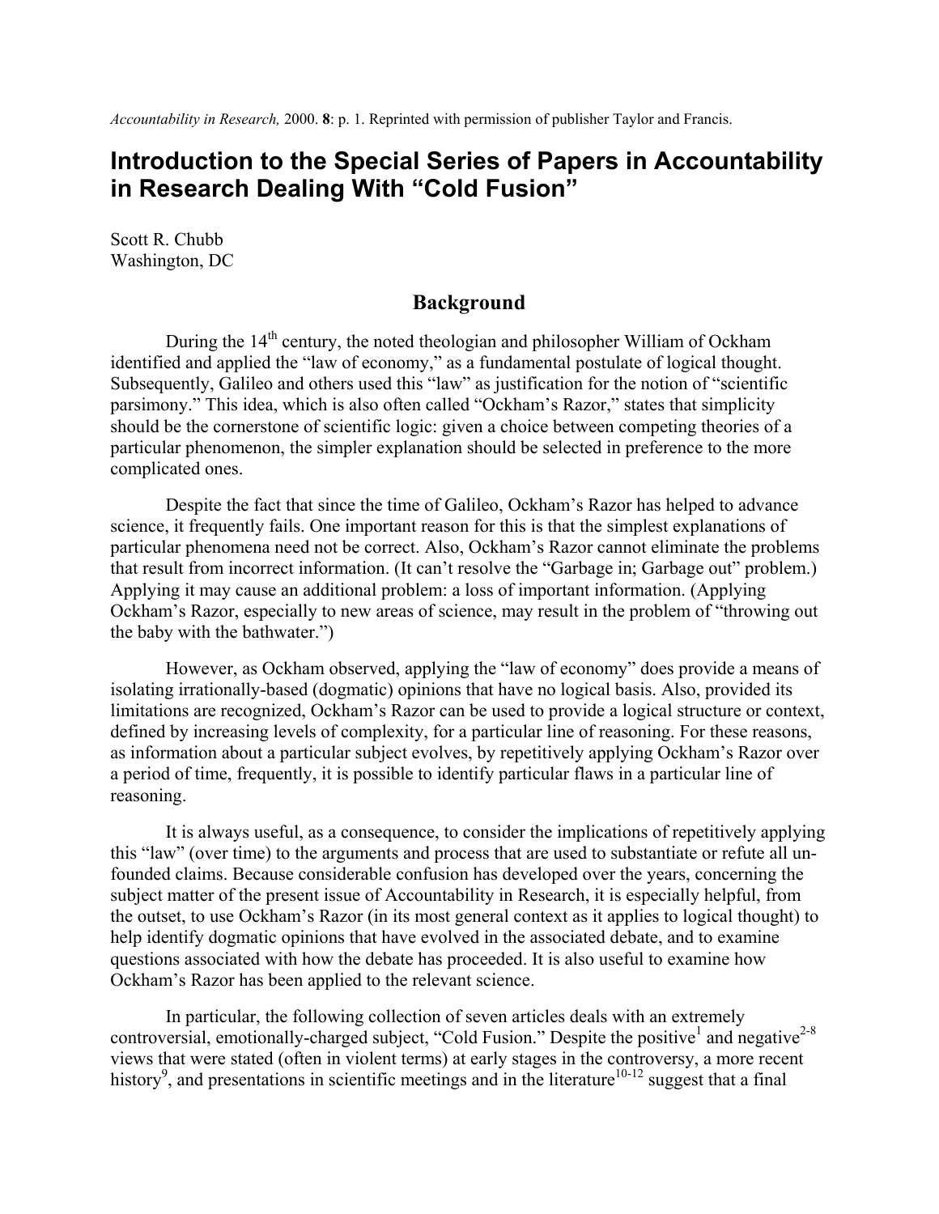*Accountability in Research,* 2000. **8**: p. 1. Reprinted with permission of publisher Taylor and Francis.

# Introduction to the Special Series of Papers in Accountability in Research Dealing With "Cold Fusion"

Scott R. Chubb
Washington, DC

## Background

During the 14th century, the noted theologian and philosopher William of Ockham identified and applied the "law of economy," as a fundamental postulate of logical thought. Subsequently, Galileo and others used this "law" as justification for the notion of "scientific parsimony." This idea, which is also often called "Ockham's Razor," states that simplicity should be the cornerstone of scientific logic: given a choice between competing theories of a particular phenomenon, the simpler explanation should be selected in preference to the more complicated ones.

Despite the fact that since the time of Galileo, Ockham's Razor has helped to advance science, it frequently fails. One important reason for this is that the simplest explanations of particular phenomena need not be correct. Also, Ockham's Razor cannot eliminate the problems that result from incorrect information. (It can't resolve the "Garbage in; Garbage out" problem.) Applying it may cause an additional problem: a loss of important information. (Applying Ockham's Razor, especially to new areas of science, may result in the problem of "throwing out the baby with the bathwater.")

However, as Ockham observed, applying the "law of economy" does provide a means of isolating irrationally-based (dogmatic) opinions that have no logical basis. Also, provided its limitations are recognized, Ockham's Razor can be used to provide a logical structure or context, defined by increasing levels of complexity, for a particular line of reasoning. For these reasons, as information about a particular subject evolves, by repetitively applying Ockham's Razor over a period of time, frequently, it is possible to identify particular flaws in a particular line of reasoning.

It is always useful, as a consequence, to consider the implications of repetitively applying this "law" (over time) to the arguments and process that are used to substantiate or refute all un-founded claims. Because considerable confusion has developed over the years, concerning the subject matter of the present issue of Accountability in Research, it is especially helpful, from the outset, to use Ockham's Razor (in its most general context as it applies to logical thought) to help identify dogmatic opinions that have evolved in the associated debate, and to examine questions associated with how the debate has proceeded. It is also useful to examine how Ockham's Razor has been applied to the relevant science.

In particular, the following collection of seven articles deals with an extremely controversial, emotionally-charged subject, "Cold Fusion." Despite the positive[1] and negative[2-8] views that were stated (often in violent terms) at early stages in the controversy, a more recent history[9], and presentations in scientific meetings and in the literature[10-12] suggest that a final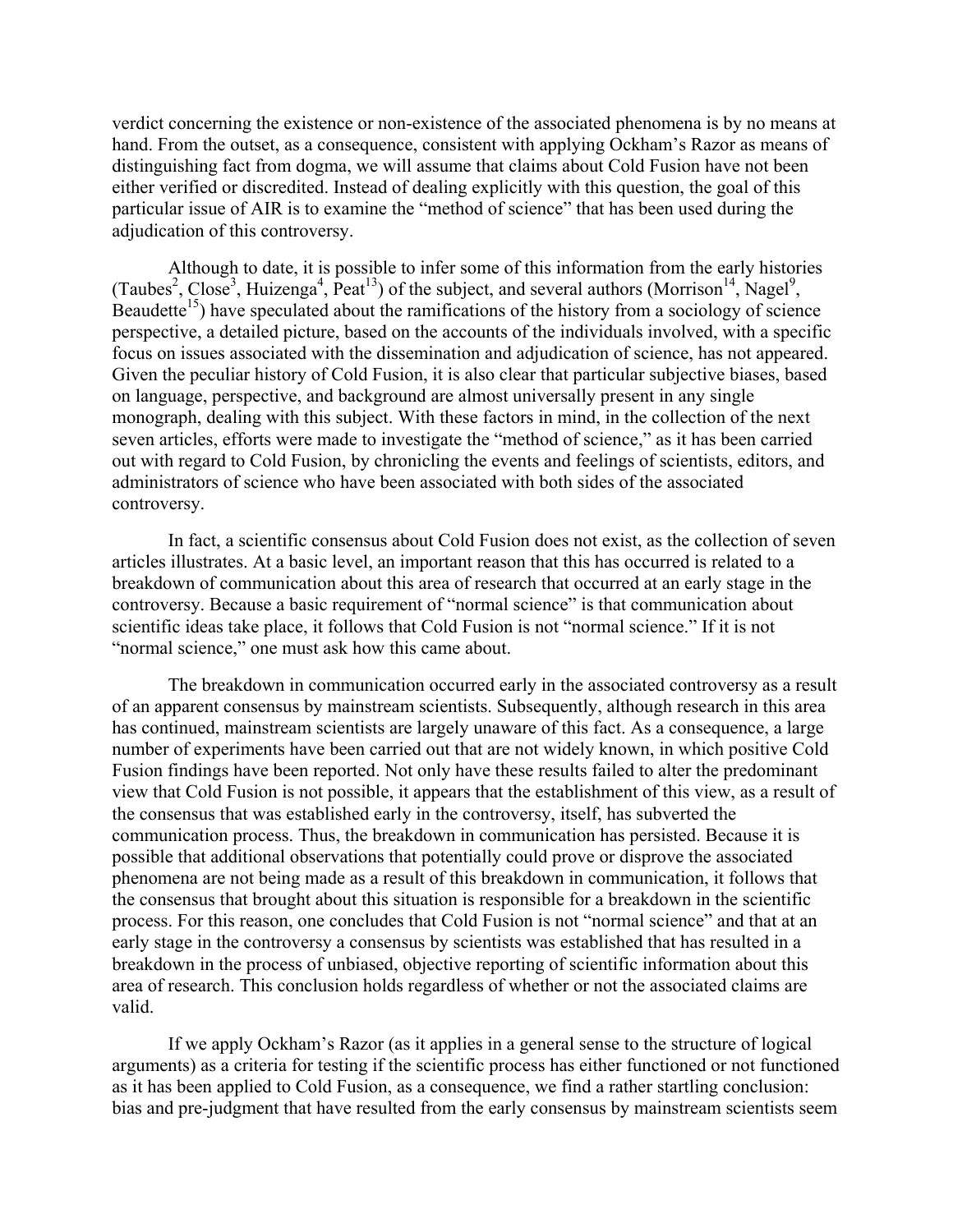verdict concerning the existence or non-existence of the associated phenomena is by no means at hand. From the outset, as a consequence, consistent with applying Ockham's Razor as means of distinguishing fact from dogma, we will assume that claims about Cold Fusion have not been either verified or discredited. Instead of dealing explicitly with this question, the goal of this particular issue of AIR is to examine the "method of science" that has been used during the adjudication of this controversy.

Although to date, it is possible to infer some of this information from the early histories (Taubes[2], Close[3], Huizenga[4], Peat[13]) of the subject, and several authors (Morrison[14], Nagel[9], Beaudette[15]) have speculated about the ramifications of the history from a sociology of science perspective, a detailed picture, based on the accounts of the individuals involved, with a specific focus on issues associated with the dissemination and adjudication of science, has not appeared. Given the peculiar history of Cold Fusion, it is also clear that particular subjective biases, based on language, perspective, and background are almost universally present in any single monograph, dealing with this subject. With these factors in mind, in the collection of the next seven articles, efforts were made to investigate the "method of science," as it has been carried out with regard to Cold Fusion, by chronicling the events and feelings of scientists, editors, and administrators of science who have been associated with both sides of the associated controversy.

In fact, a scientific consensus about Cold Fusion does not exist, as the collection of seven articles illustrates. At a basic level, an important reason that this has occurred is related to a breakdown of communication about this area of research that occurred at an early stage in the controversy. Because a basic requirement of "normal science" is that communication about scientific ideas take place, it follows that Cold Fusion is not "normal science." If it is not "normal science," one must ask how this came about.

The breakdown in communication occurred early in the associated controversy as a result of an apparent consensus by mainstream scientists. Subsequently, although research in this area has continued, mainstream scientists are largely unaware of this fact. As a consequence, a large number of experiments have been carried out that are not widely known, in which positive Cold Fusion findings have been reported. Not only have these results failed to alter the predominant view that Cold Fusion is not possible, it appears that the establishment of this view, as a result of the consensus that was established early in the controversy, itself, has subverted the communication process. Thus, the breakdown in communication has persisted. Because it is possible that additional observations that potentially could prove or disprove the associated phenomena are not being made as a result of this breakdown in communication, it follows that the consensus that brought about this situation is responsible for a breakdown in the scientific process. For this reason, one concludes that Cold Fusion is not "normal science" and that at an early stage in the controversy a consensus by scientists was established that has resulted in a breakdown in the process of unbiased, objective reporting of scientific information about this area of research. This conclusion holds regardless of whether or not the associated claims are valid.

If we apply Ockham's Razor (as it applies in a general sense to the structure of logical arguments) as a criteria for testing if the scientific process has either functioned or not functioned as it has been applied to Cold Fusion, as a consequence, we find a rather startling conclusion: bias and pre-judgment that have resulted from the early consensus by mainstream scientists seem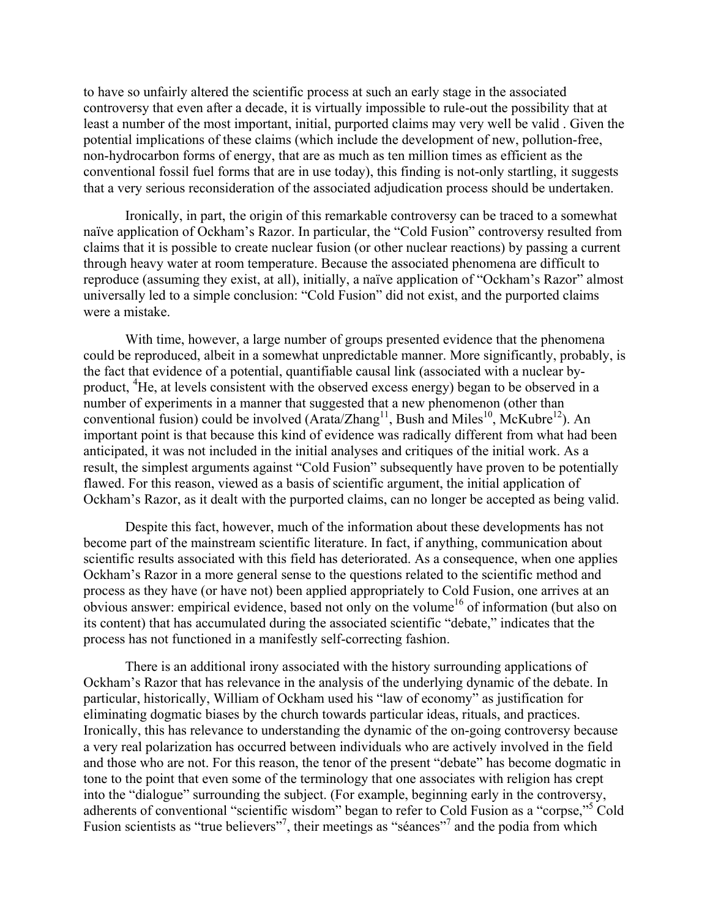to have so unfairly altered the scientific process at such an early stage in the associated controversy that even after a decade, it is virtually impossible to rule-out the possibility that at least a number of the most important, initial, purported claims may very well be valid . Given the potential implications of these claims (which include the development of new, pollution-free, non-hydrocarbon forms of energy, that are as much as ten million times as efficient as the conventional fossil fuel forms that are in use today), this finding is not-only startling, it suggests that a very serious reconsideration of the associated adjudication process should be undertaken.

Ironically, in part, the origin of this remarkable controversy can be traced to a somewhat naïve application of Ockham's Razor. In particular, the "Cold Fusion" controversy resulted from claims that it is possible to create nuclear fusion (or other nuclear reactions) by passing a current through heavy water at room temperature. Because the associated phenomena are difficult to reproduce (assuming they exist, at all), initially, a naïve application of "Ockham's Razor" almost universally led to a simple conclusion: "Cold Fusion" did not exist, and the purported claims were a mistake.

With time, however, a large number of groups presented evidence that the phenomena could be reproduced, albeit in a somewhat unpredictable manner. More significantly, probably, is the fact that evidence of a potential, quantifiable causal link (associated with a nuclear by-product, $^4He$, at levels consistent with the observed excess energy) began to be observed in a number of experiments in a manner that suggested that a new phenomenon (other than conventional fusion) could be involved (Arata/Zhang[11], Bush and Miles[10], McKubre[12]). An important point is that because this kind of evidence was radically different from what had been anticipated, it was not included in the initial analyses and critiques of the initial work. As a result, the simplest arguments against "Cold Fusion" subsequently have proven to be potentially flawed. For this reason, viewed as a basis of scientific argument, the initial application of Ockham's Razor, as it dealt with the purported claims, can no longer be accepted as being valid.

Despite this fact, however, much of the information about these developments has not become part of the mainstream scientific literature. In fact, if anything, communication about scientific results associated with this field has deteriorated. As a consequence, when one applies Ockham's Razor in a more general sense to the questions related to the scientific method and process as they have (or have not) been applied appropriately to Cold Fusion, one arrives at an obvious answer: empirical evidence, based not only on the volume[16] of information (but also on its content) that has accumulated during the associated scientific "debate," indicates that the process has not functioned in a manifestly self-correcting fashion.

There is an additional irony associated with the history surrounding applications of Ockham's Razor that has relevance in the analysis of the underlying dynamic of the debate. In particular, historically, William of Ockham used his "law of economy" as justification for eliminating dogmatic biases by the church towards particular ideas, rituals, and practices. Ironically, this has relevance to understanding the dynamic of the on-going controversy because a very real polarization has occurred between individuals who are actively involved in the field and those who are not. For this reason, the tenor of the present "debate" has become dogmatic in tone to the point that even some of the terminology that one associates with religion has crept into the "dialogue" surrounding the subject. (For example, beginning early in the controversy, adherents of conventional "scientific wisdom" began to refer to Cold Fusion as a "corpse,"[5] Cold Fusion scientists as "true believers"[7], their meetings as "séances"[7] and the podia from which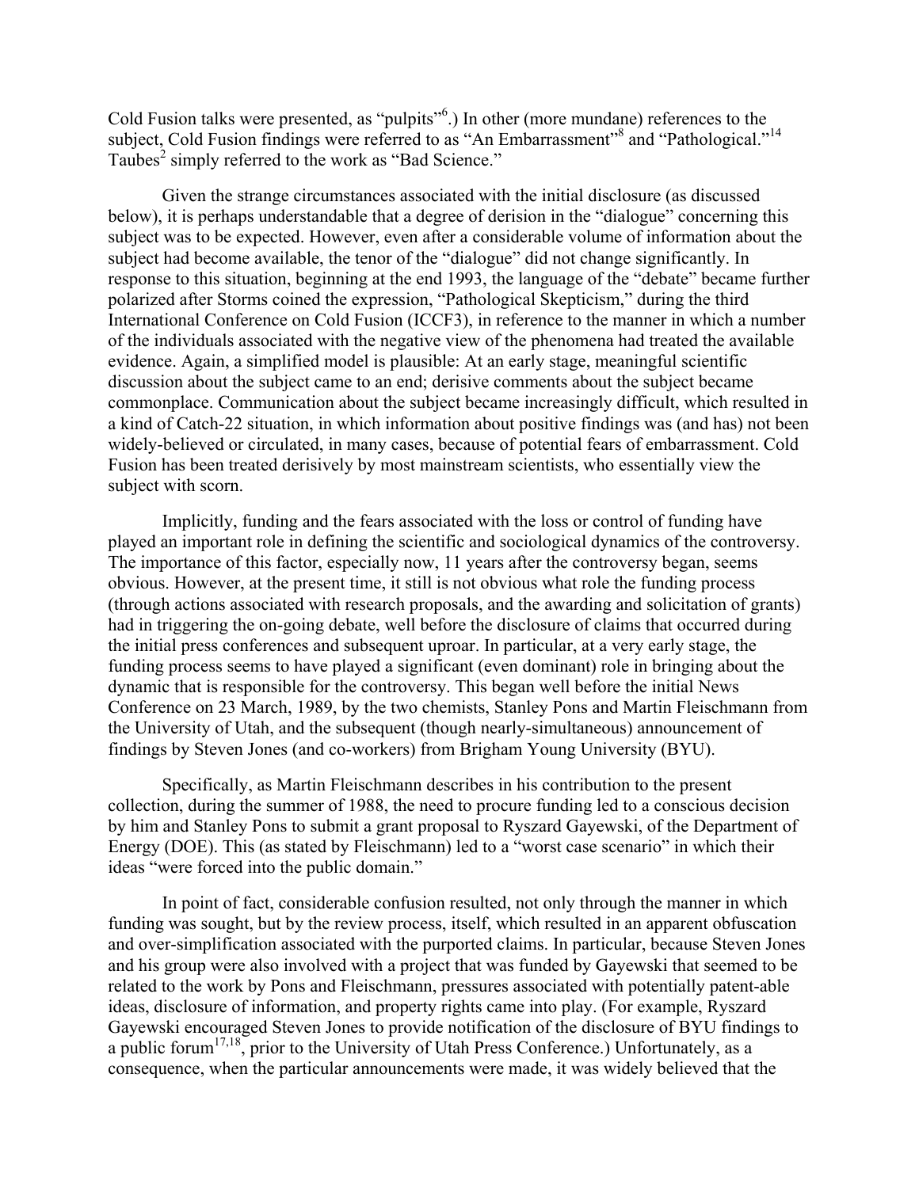Cold Fusion talks were presented, as "pulpits"[6].) In other (more mundane) references to the subject, Cold Fusion findings were referred to as "An Embarrassment"[8] and "Pathological."[14] Taubes[2] simply referred to the work as "Bad Science."

Given the strange circumstances associated with the initial disclosure (as discussed below), it is perhaps understandable that a degree of derision in the "dialogue" concerning this subject was to be expected. However, even after a considerable volume of information about the subject had become available, the tenor of the "dialogue" did not change significantly. In response to this situation, beginning at the end 1993, the language of the "debate" became further polarized after Storms coined the expression, "Pathological Skepticism," during the third International Conference on Cold Fusion (ICCF3), in reference to the manner in which a number of the individuals associated with the negative view of the phenomena had treated the available evidence. Again, a simplified model is plausible: At an early stage, meaningful scientific discussion about the subject came to an end; derisive comments about the subject became commonplace. Communication about the subject became increasingly difficult, which resulted in a kind of Catch-22 situation, in which information about positive findings was (and has) not been widely-believed or circulated, in many cases, because of potential fears of embarrassment. Cold Fusion has been treated derisively by most mainstream scientists, who essentially view the subject with scorn.

Implicitly, funding and the fears associated with the loss or control of funding have played an important role in defining the scientific and sociological dynamics of the controversy. The importance of this factor, especially now, 11 years after the controversy began, seems obvious. However, at the present time, it still is not obvious what role the funding process (through actions associated with research proposals, and the awarding and solicitation of grants) had in triggering the on-going debate, well before the disclosure of claims that occurred during the initial press conferences and subsequent uproar. In particular, at a very early stage, the funding process seems to have played a significant (even dominant) role in bringing about the dynamic that is responsible for the controversy. This began well before the initial News Conference on 23 March, 1989, by the two chemists, Stanley Pons and Martin Fleischmann from the University of Utah, and the subsequent (though nearly-simultaneous) announcement of findings by Steven Jones (and co-workers) from Brigham Young University (BYU).

Specifically, as Martin Fleischmann describes in his contribution to the present collection, during the summer of 1988, the need to procure funding led to a conscious decision by him and Stanley Pons to submit a grant proposal to Ryszard Gayewski, of the Department of Energy (DOE). This (as stated by Fleischmann) led to a "worst case scenario" in which their ideas "were forced into the public domain."

In point of fact, considerable confusion resulted, not only through the manner in which funding was sought, but by the review process, itself, which resulted in an apparent obfuscation and over-simplification associated with the purported claims. In particular, because Steven Jones and his group were also involved with a project that was funded by Gayewski that seemed to be related to the work by Pons and Fleischmann, pressures associated with potentially patent-able ideas, disclosure of information, and property rights came into play. (For example, Ryszard Gayewski encouraged Steven Jones to provide notification of the disclosure of BYU findings to a public forum[17,18], prior to the University of Utah Press Conference.) Unfortunately, as a consequence, when the particular announcements were made, it was widely believed that the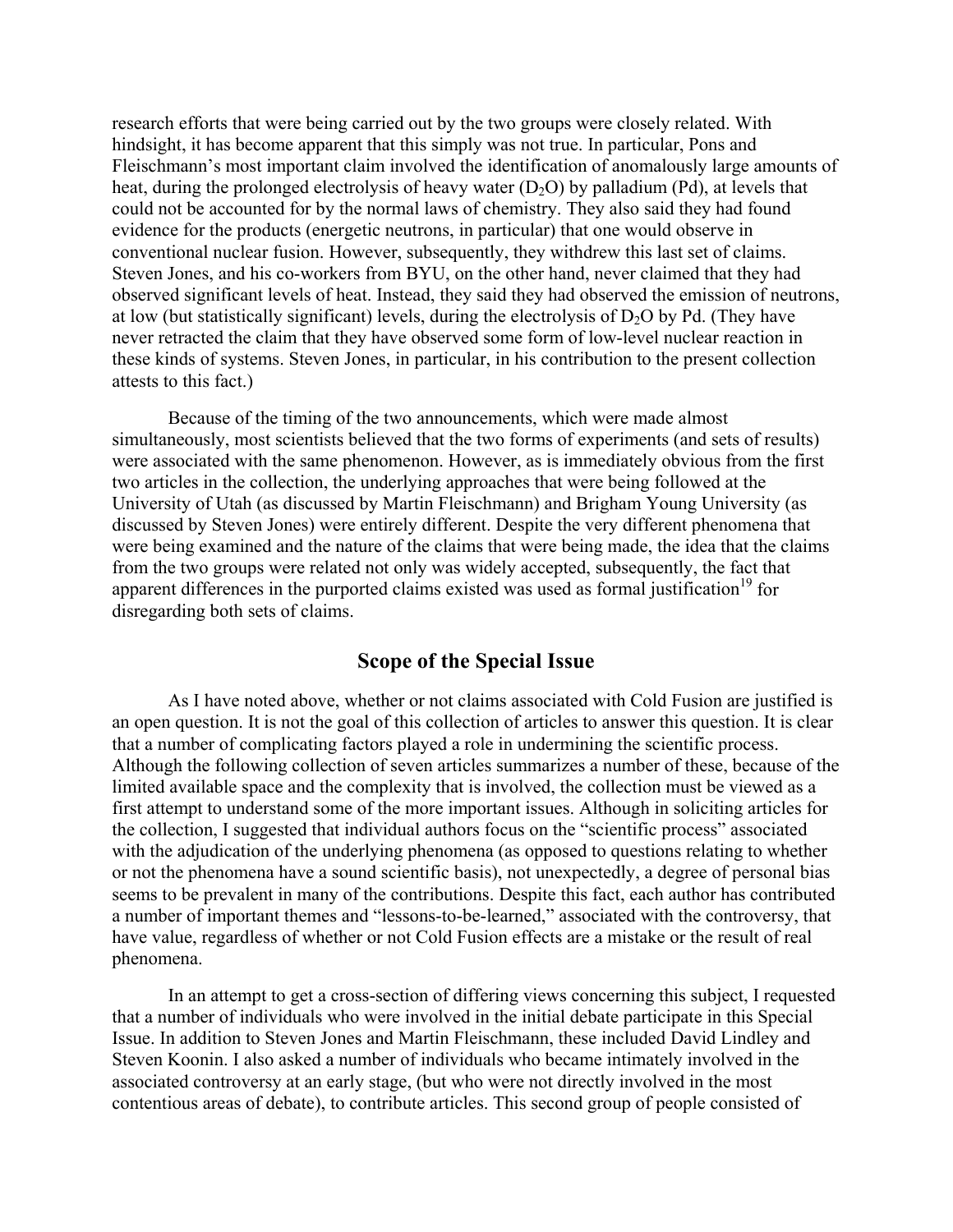research efforts that were being carried out by the two groups were closely related. With hindsight, it has become apparent that this simply was not true. In particular, Pons and Fleischmann's most important claim involved the identification of anomalously large amounts of heat, during the prolonged electrolysis of heavy water ($D_2O$) by palladium (Pd), at levels that could not be accounted for by the normal laws of chemistry. They also said they had found evidence for the products (energetic neutrons, in particular) that one would observe in conventional nuclear fusion. However, subsequently, they withdrew this last set of claims. Steven Jones, and his co-workers from BYU, on the other hand, never claimed that they had observed significant levels of heat. Instead, they said they had observed the emission of neutrons, at low (but statistically significant) levels, during the electrolysis of $D_2O$ by Pd. (They have never retracted the claim that they have observed some form of low-level nuclear reaction in these kinds of systems. Steven Jones, in particular, in his contribution to the present collection attests to this fact.)

Because of the timing of the two announcements, which were made almost simultaneously, most scientists believed that the two forms of experiments (and sets of results) were associated with the same phenomenon. However, as is immediately obvious from the first two articles in the collection, the underlying approaches that were being followed at the University of Utah (as discussed by Martin Fleischmann) and Brigham Young University (as discussed by Steven Jones) were entirely different. Despite the very different phenomena that were being examined and the nature of the claims that were being made, the idea that the claims from the two groups were related not only was widely accepted, subsequently, the fact that apparent differences in the purported claims existed was used as formal justification[19] for disregarding both sets of claims.

## Scope of the Special Issue

As I have noted above, whether or not claims associated with Cold Fusion are justified is an open question. It is not the goal of this collection of articles to answer this question. It is clear that a number of complicating factors played a role in undermining the scientific process. Although the following collection of seven articles summarizes a number of these, because of the limited available space and the complexity that is involved, the collection must be viewed as a first attempt to understand some of the more important issues. Although in soliciting articles for the collection, I suggested that individual authors focus on the "scientific process" associated with the adjudication of the underlying phenomena (as opposed to questions relating to whether or not the phenomena have a sound scientific basis), not unexpectedly, a degree of personal bias seems to be prevalent in many of the contributions. Despite this fact, each author has contributed a number of important themes and "lessons-to-be-learned," associated with the controversy, that have value, regardless of whether or not Cold Fusion effects are a mistake or the result of real phenomena.

In an attempt to get a cross-section of differing views concerning this subject, I requested that a number of individuals who were involved in the initial debate participate in this Special Issue. In addition to Steven Jones and Martin Fleischmann, these included David Lindley and Steven Koonin. I also asked a number of individuals who became intimately involved in the associated controversy at an early stage, (but who were not directly involved in the most contentious areas of debate), to contribute articles. This second group of people consisted of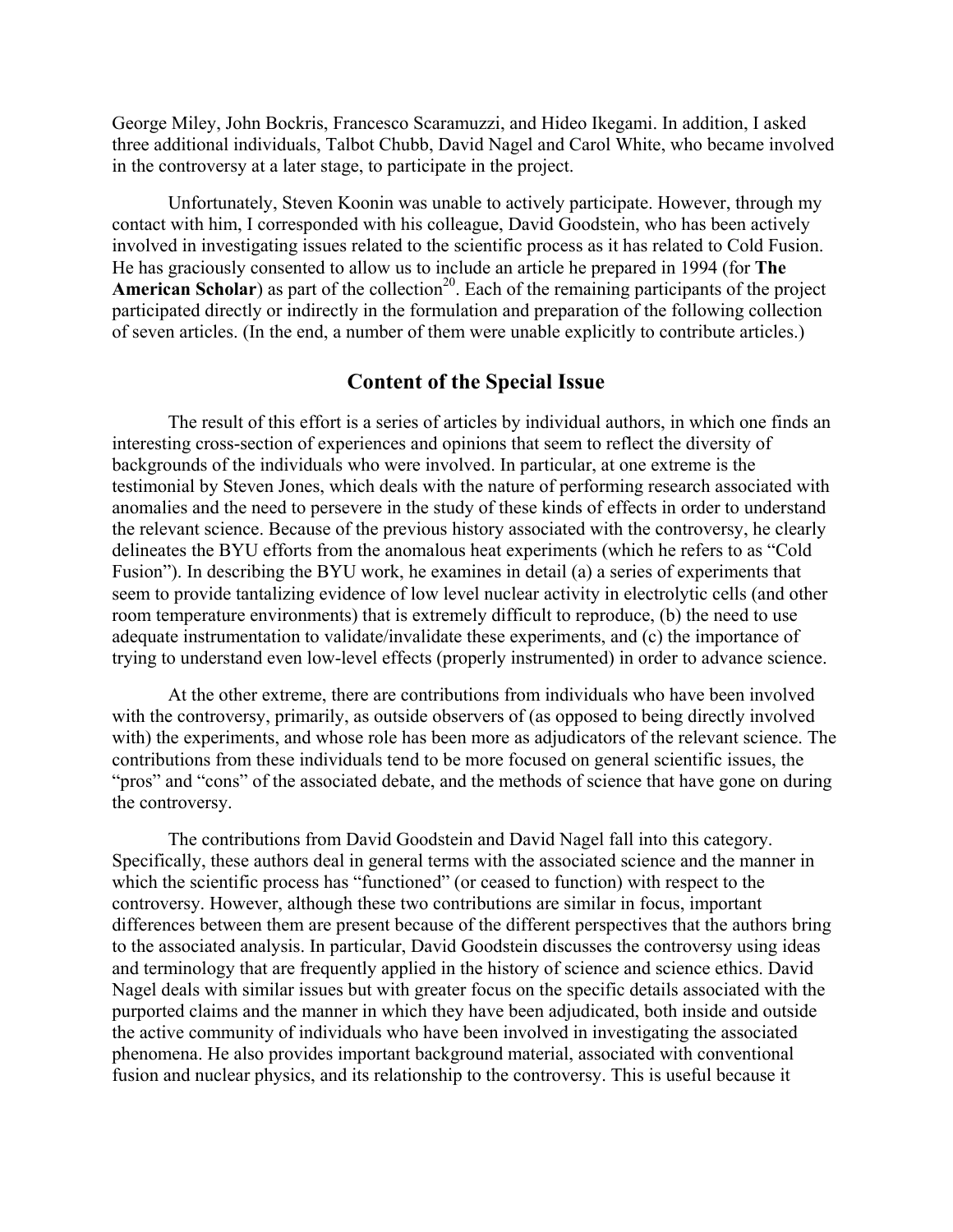George Miley, John Bockris, Francesco Scaramuzzi, and Hideo Ikegami. In addition, I asked three additional individuals, Talbot Chubb, David Nagel and Carol White, who became involved in the controversy at a later stage, to participate in the project.

Unfortunately, Steven Koonin was unable to actively participate. However, through my contact with him, I corresponded with his colleague, David Goodstein, who has been actively involved in investigating issues related to the scientific process as it has related to Cold Fusion. He has graciously consented to allow us to include an article he prepared in 1994 (for **The American Scholar**) as part of the collection[20]. Each of the remaining participants of the project participated directly or indirectly in the formulation and preparation of the following collection of seven articles. (In the end, a number of them were unable explicitly to contribute articles.)

## Content of the Special Issue

The result of this effort is a series of articles by individual authors, in which one finds an interesting cross-section of experiences and opinions that seem to reflect the diversity of backgrounds of the individuals who were involved. In particular, at one extreme is the testimonial by Steven Jones, which deals with the nature of performing research associated with anomalies and the need to persevere in the study of these kinds of effects in order to understand the relevant science. Because of the previous history associated with the controversy, he clearly delineates the BYU efforts from the anomalous heat experiments (which he refers to as "Cold Fusion"). In describing the BYU work, he examines in detail (a) a series of experiments that seem to provide tantalizing evidence of low level nuclear activity in electrolytic cells (and other room temperature environments) that is extremely difficult to reproduce, (b) the need to use adequate instrumentation to validate/invalidate these experiments, and (c) the importance of trying to understand even low-level effects (properly instrumented) in order to advance science.

At the other extreme, there are contributions from individuals who have been involved with the controversy, primarily, as outside observers of (as opposed to being directly involved with) the experiments, and whose role has been more as adjudicators of the relevant science. The contributions from these individuals tend to be more focused on general scientific issues, the "pros" and "cons" of the associated debate, and the methods of science that have gone on during the controversy.

The contributions from David Goodstein and David Nagel fall into this category. Specifically, these authors deal in general terms with the associated science and the manner in which the scientific process has "functioned" (or ceased to function) with respect to the controversy. However, although these two contributions are similar in focus, important differences between them are present because of the different perspectives that the authors bring to the associated analysis. In particular, David Goodstein discusses the controversy using ideas and terminology that are frequently applied in the history of science and science ethics. David Nagel deals with similar issues but with greater focus on the specific details associated with the purported claims and the manner in which they have been adjudicated, both inside and outside the active community of individuals who have been involved in investigating the associated phenomena. He also provides important background material, associated with conventional fusion and nuclear physics, and its relationship to the controversy. This is useful because it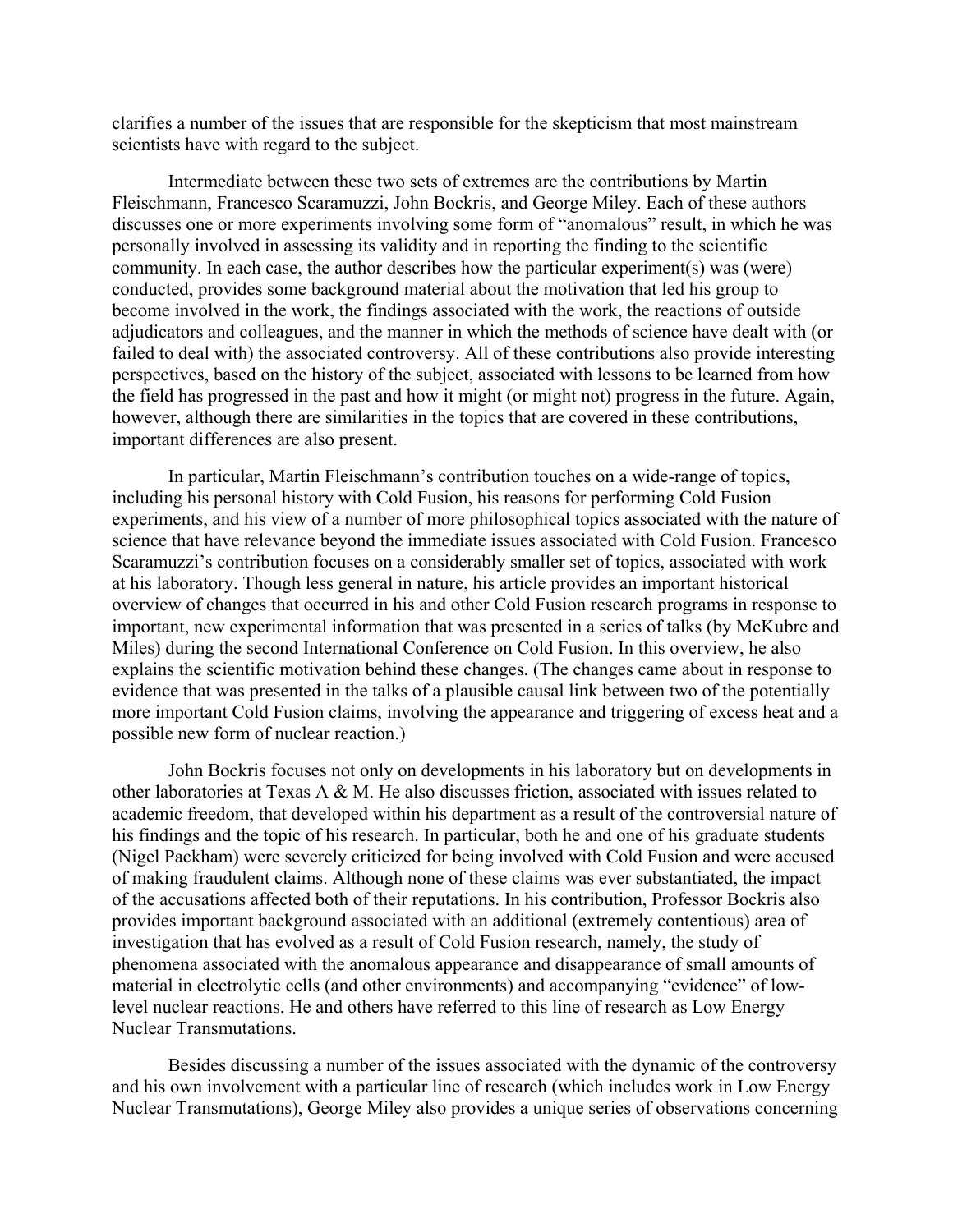clarifies a number of the issues that are responsible for the skepticism that most mainstream scientists have with regard to the subject.

Intermediate between these two sets of extremes are the contributions by Martin Fleischmann, Francesco Scaramuzzi, John Bockris, and George Miley. Each of these authors discusses one or more experiments involving some form of "anomalous" result, in which he was personally involved in assessing its validity and in reporting the finding to the scientific community. In each case, the author describes how the particular experiment(s) was (were) conducted, provides some background material about the motivation that led his group to become involved in the work, the findings associated with the work, the reactions of outside adjudicators and colleagues, and the manner in which the methods of science have dealt with (or failed to deal with) the associated controversy. All of these contributions also provide interesting perspectives, based on the history of the subject, associated with lessons to be learned from how the field has progressed in the past and how it might (or might not) progress in the future. Again, however, although there are similarities in the topics that are covered in these contributions, important differences are also present.

In particular, Martin Fleischmann's contribution touches on a wide-range of topics, including his personal history with Cold Fusion, his reasons for performing Cold Fusion experiments, and his view of a number of more philosophical topics associated with the nature of science that have relevance beyond the immediate issues associated with Cold Fusion. Francesco Scaramuzzi's contribution focuses on a considerably smaller set of topics, associated with work at his laboratory. Though less general in nature, his article provides an important historical overview of changes that occurred in his and other Cold Fusion research programs in response to important, new experimental information that was presented in a series of talks (by McKubre and Miles) during the second International Conference on Cold Fusion. In this overview, he also explains the scientific motivation behind these changes. (The changes came about in response to evidence that was presented in the talks of a plausible causal link between two of the potentially more important Cold Fusion claims, involving the appearance and triggering of excess heat and a possible new form of nuclear reaction.)

John Bockris focuses not only on developments in his laboratory but on developments in other laboratories at Texas A & M. He also discusses friction, associated with issues related to academic freedom, that developed within his department as a result of the controversial nature of his findings and the topic of his research. In particular, both he and one of his graduate students (Nigel Packham) were severely criticized for being involved with Cold Fusion and were accused of making fraudulent claims. Although none of these claims was ever substantiated, the impact of the accusations affected both of their reputations. In his contribution, Professor Bockris also provides important background associated with an additional (extremely contentious) area of investigation that has evolved as a result of Cold Fusion research, namely, the study of phenomena associated with the anomalous appearance and disappearance of small amounts of material in electrolytic cells (and other environments) and accompanying "evidence" of low-level nuclear reactions. He and others have referred to this line of research as Low Energy Nuclear Transmutations.

Besides discussing a number of the issues associated with the dynamic of the controversy and his own involvement with a particular line of research (which includes work in Low Energy Nuclear Transmutations), George Miley also provides a unique series of observations concerning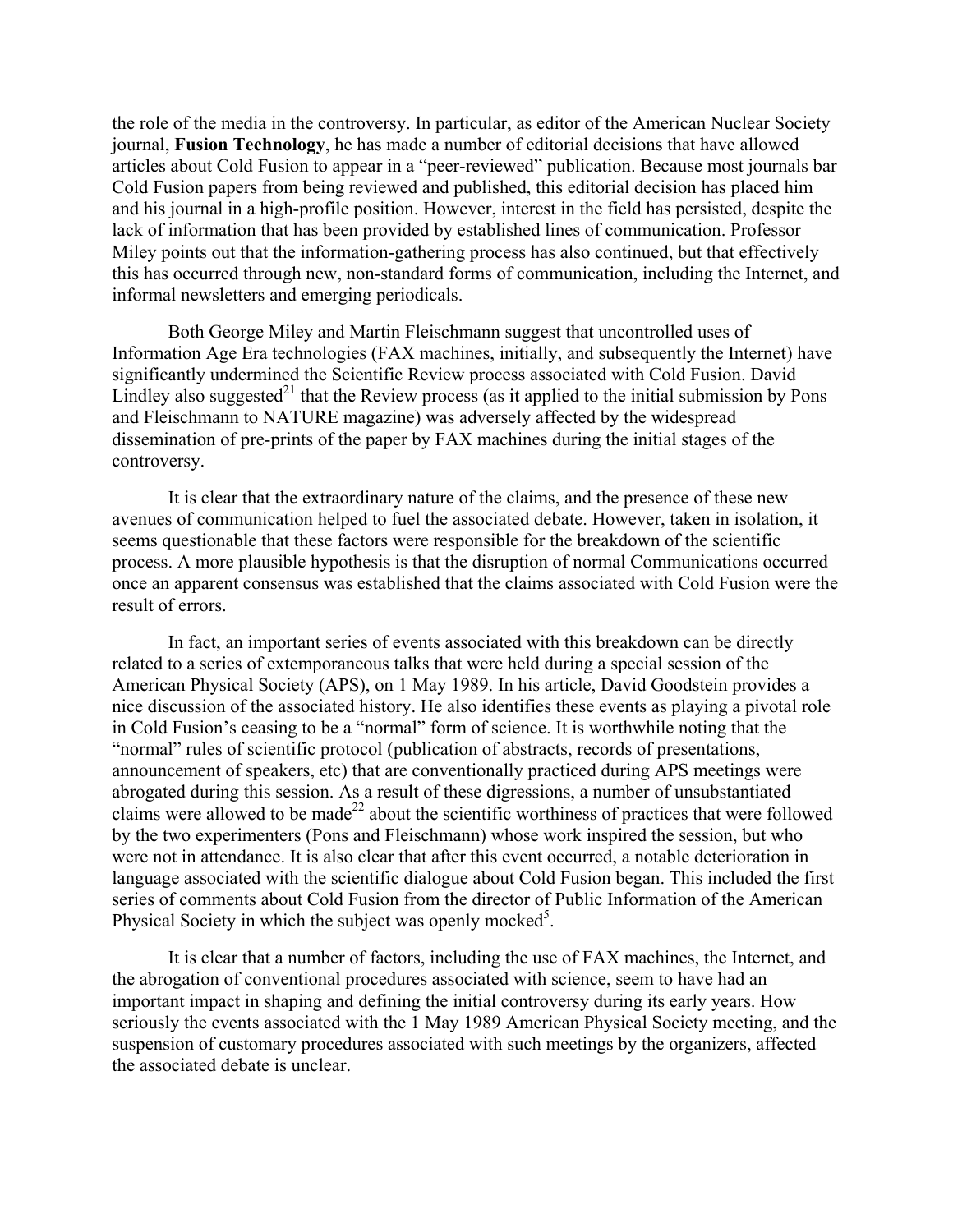the role of the media in the controversy. In particular, as editor of the American Nuclear Society journal, **Fusion Technology**, he has made a number of editorial decisions that have allowed articles about Cold Fusion to appear in a "peer-reviewed" publication. Because most journals bar Cold Fusion papers from being reviewed and published, this editorial decision has placed him and his journal in a high-profile position. However, interest in the field has persisted, despite the lack of information that has been provided by established lines of communication. Professor Miley points out that the information-gathering process has also continued, but that effectively this has occurred through new, non-standard forms of communication, including the Internet, and informal newsletters and emerging periodicals.

Both George Miley and Martin Fleischmann suggest that uncontrolled uses of Information Age Era technologies (FAX machines, initially, and subsequently the Internet) have significantly undermined the Scientific Review process associated with Cold Fusion. David Lindley also suggested[21] that the Review process (as it applied to the initial submission by Pons and Fleischmann to NATURE magazine) was adversely affected by the widespread dissemination of pre-prints of the paper by FAX machines during the initial stages of the controversy.

It is clear that the extraordinary nature of the claims, and the presence of these new avenues of communication helped to fuel the associated debate. However, taken in isolation, it seems questionable that these factors were responsible for the breakdown of the scientific process. A more plausible hypothesis is that the disruption of normal Communications occurred once an apparent consensus was established that the claims associated with Cold Fusion were the result of errors.

In fact, an important series of events associated with this breakdown can be directly related to a series of extemporaneous talks that were held during a special session of the American Physical Society (APS), on 1 May 1989. In his article, David Goodstein provides a nice discussion of the associated history. He also identifies these events as playing a pivotal role in Cold Fusion's ceasing to be a "normal" form of science. It is worthwhile noting that the "normal" rules of scientific protocol (publication of abstracts, records of presentations, announcement of speakers, etc) that are conventionally practiced during APS meetings were abrogated during this session. As a result of these digressions, a number of unsubstantiated claims were allowed to be made[22] about the scientific worthiness of practices that were followed by the two experimenters (Pons and Fleischmann) whose work inspired the session, but who were not in attendance. It is also clear that after this event occurred, a notable deterioration in language associated with the scientific dialogue about Cold Fusion began. This included the first series of comments about Cold Fusion from the director of Public Information of the American Physical Society in which the subject was openly mocked[5].

It is clear that a number of factors, including the use of FAX machines, the Internet, and the abrogation of conventional procedures associated with science, seem to have had an important impact in shaping and defining the initial controversy during its early years. How seriously the events associated with the 1 May 1989 American Physical Society meeting, and the suspension of customary procedures associated with such meetings by the organizers, affected the associated debate is unclear.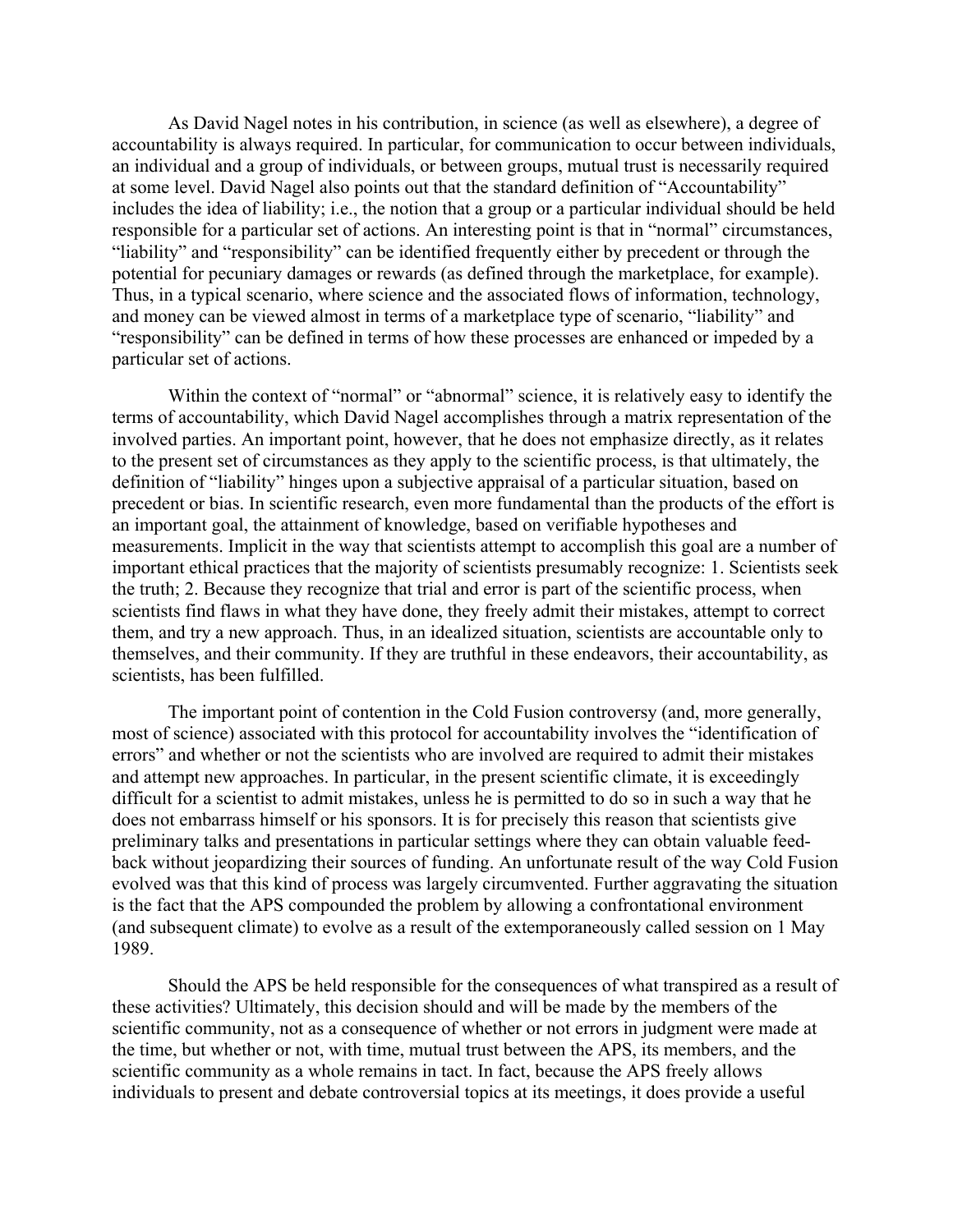As David Nagel notes in his contribution, in science (as well as elsewhere), a degree of accountability is always required. In particular, for communication to occur between individuals, an individual and a group of individuals, or between groups, mutual trust is necessarily required at some level. David Nagel also points out that the standard definition of "Accountability" includes the idea of liability; i.e., the notion that a group or a particular individual should be held responsible for a particular set of actions. An interesting point is that in "normal" circumstances, "liability" and "responsibility" can be identified frequently either by precedent or through the potential for pecuniary damages or rewards (as defined through the marketplace, for example). Thus, in a typical scenario, where science and the associated flows of information, technology, and money can be viewed almost in terms of a marketplace type of scenario, "liability" and "responsibility" can be defined in terms of how these processes are enhanced or impeded by a particular set of actions.

Within the context of "normal" or "abnormal" science, it is relatively easy to identify the terms of accountability, which David Nagel accomplishes through a matrix representation of the involved parties. An important point, however, that he does not emphasize directly, as it relates to the present set of circumstances as they apply to the scientific process, is that ultimately, the definition of "liability" hinges upon a subjective appraisal of a particular situation, based on precedent or bias. In scientific research, even more fundamental than the products of the effort is an important goal, the attainment of knowledge, based on verifiable hypotheses and measurements. Implicit in the way that scientists attempt to accomplish this goal are a number of important ethical practices that the majority of scientists presumably recognize: 1. Scientists seek the truth; 2. Because they recognize that trial and error is part of the scientific process, when scientists find flaws in what they have done, they freely admit their mistakes, attempt to correct them, and try a new approach. Thus, in an idealized situation, scientists are accountable only to themselves, and their community. If they are truthful in these endeavors, their accountability, as scientists, has been fulfilled.

The important point of contention in the Cold Fusion controversy (and, more generally, most of science) associated with this protocol for accountability involves the "identification of errors" and whether or not the scientists who are involved are required to admit their mistakes and attempt new approaches. In particular, in the present scientific climate, it is exceedingly difficult for a scientist to admit mistakes, unless he is permitted to do so in such a way that he does not embarrass himself or his sponsors. It is for precisely this reason that scientists give preliminary talks and presentations in particular settings where they can obtain valuable feed-back without jeopardizing their sources of funding. An unfortunate result of the way Cold Fusion evolved was that this kind of process was largely circumvented. Further aggravating the situation is the fact that the APS compounded the problem by allowing a confrontational environment (and subsequent climate) to evolve as a result of the extemporaneously called session on 1 May 1989.

Should the APS be held responsible for the consequences of what transpired as a result of these activities? Ultimately, this decision should and will be made by the members of the scientific community, not as a consequence of whether or not errors in judgment were made at the time, but whether or not, with time, mutual trust between the APS, its members, and the scientific community as a whole remains in tact. In fact, because the APS freely allows individuals to present and debate controversial topics at its meetings, it does provide a useful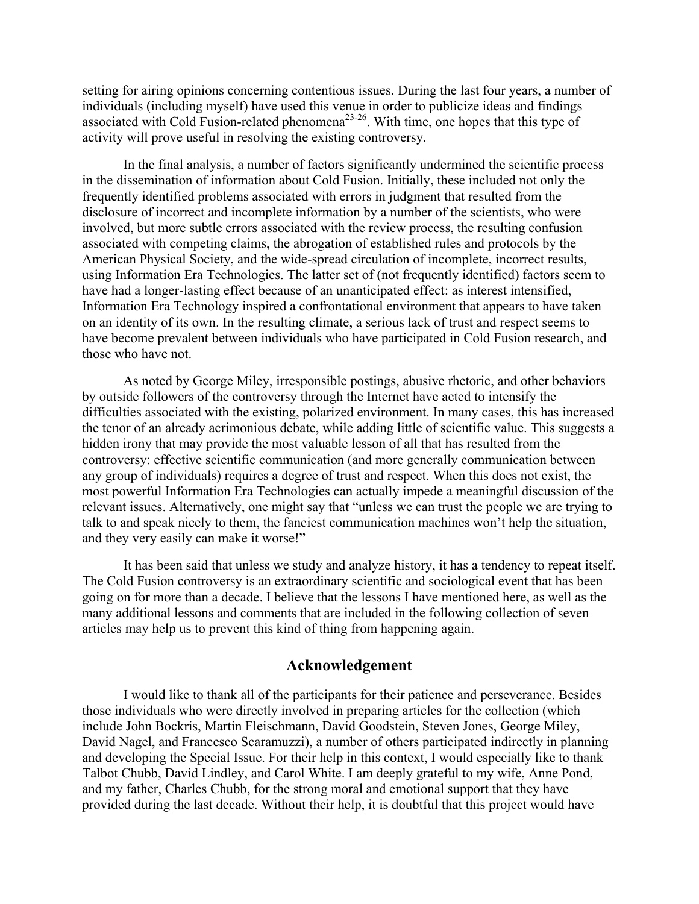setting for airing opinions concerning contentious issues. During the last four years, a number of individuals (including myself) have used this venue in order to publicize ideas and findings associated with Cold Fusion-related phenomena[23-26]. With time, one hopes that this type of activity will prove useful in resolving the existing controversy.

In the final analysis, a number of factors significantly undermined the scientific process in the dissemination of information about Cold Fusion. Initially, these included not only the frequently identified problems associated with errors in judgment that resulted from the disclosure of incorrect and incomplete information by a number of the scientists, who were involved, but more subtle errors associated with the review process, the resulting confusion associated with competing claims, the abrogation of established rules and protocols by the American Physical Society, and the wide-spread circulation of incomplete, incorrect results, using Information Era Technologies. The latter set of (not frequently identified) factors seem to have had a longer-lasting effect because of an unanticipated effect: as interest intensified, Information Era Technology inspired a confrontational environment that appears to have taken on an identity of its own. In the resulting climate, a serious lack of trust and respect seems to have become prevalent between individuals who have participated in Cold Fusion research, and those who have not.

As noted by George Miley, irresponsible postings, abusive rhetoric, and other behaviors by outside followers of the controversy through the Internet have acted to intensify the difficulties associated with the existing, polarized environment. In many cases, this has increased the tenor of an already acrimonious debate, while adding little of scientific value. This suggests a hidden irony that may provide the most valuable lesson of all that has resulted from the controversy: effective scientific communication (and more generally communication between any group of individuals) requires a degree of trust and respect. When this does not exist, the most powerful Information Era Technologies can actually impede a meaningful discussion of the relevant issues. Alternatively, one might say that "unless we can trust the people we are trying to talk to and speak nicely to them, the fanciest communication machines won't help the situation, and they very easily can make it worse!"

It has been said that unless we study and analyze history, it has a tendency to repeat itself. The Cold Fusion controversy is an extraordinary scientific and sociological event that has been going on for more than a decade. I believe that the lessons I have mentioned here, as well as the many additional lessons and comments that are included in the following collection of seven articles may help us to prevent this kind of thing from happening again.

## Acknowledgement

I would like to thank all of the participants for their patience and perseverance. Besides those individuals who were directly involved in preparing articles for the collection (which include John Bockris, Martin Fleischmann, David Goodstein, Steven Jones, George Miley, David Nagel, and Francesco Scaramuzzi), a number of others participated indirectly in planning and developing the Special Issue. For their help in this context, I would especially like to thank Talbot Chubb, David Lindley, and Carol White. I am deeply grateful to my wife, Anne Pond, and my father, Charles Chubb, for the strong moral and emotional support that they have provided during the last decade. Without their help, it is doubtful that this project would have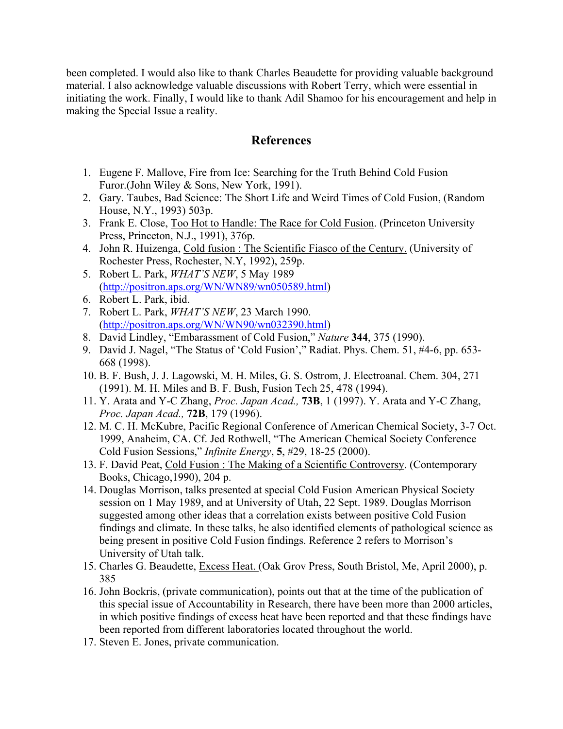been completed. I would also like to thank Charles Beaudette for providing valuable background material. I also acknowledge valuable discussions with Robert Terry, which were essential in initiating the work. Finally, I would like to thank Adil Shamoo for his encouragement and help in making the Special Issue a reality.

## References

1. Eugene F. Mallove, Fire from Ice: Searching for the Truth Behind Cold Fusion Furor.(John Wiley & Sons, New York, 1991).
2. Gary. Taubes, Bad Science: The Short Life and Weird Times of Cold Fusion, (Random House, N.Y., 1993) 503p.
3. Frank E. Close, Too Hot to Handle: The Race for Cold Fusion. (Princeton University Press, Princeton, N.J., 1991), 376p.
4. John R. Huizenga, Cold fusion : The Scientific Fiasco of the Century. (University of Rochester Press, Rochester, N.Y, 1992), 259p.
5. Robert L. Park, *WHAT'S NEW*, 5 May 1989 (http://positron.aps.org/WN/WN89/wn050589.html)
6. Robert L. Park, ibid.
7. Robert L. Park, *WHAT'S NEW*, 23 March 1990. (http://positron.aps.org/WN/WN90/wn032390.html)
8. David Lindley, "Embarassment of Cold Fusion," *Nature* **344**, 375 (1990).
9. David J. Nagel, "The Status of 'Cold Fusion'," Radiat. Phys. Chem. 51, #4-6, pp. 653-668 (1998).
10. B. F. Bush, J. J. Lagowski, M. H. Miles, G. S. Ostrom, J. Electroanal. Chem. 304, 271 (1991). M. H. Miles and B. F. Bush, Fusion Tech 25, 478 (1994).
11. Y. Arata and Y-C Zhang, *Proc. Japan Acad.,* **73B**, 1 (1997). Y. Arata and Y-C Zhang, *Proc. Japan Acad.,* **72B**, 179 (1996).
12. M. C. H. McKubre, Pacific Regional Conference of American Chemical Society, 3-7 Oct. 1999, Anaheim, CA. Cf. Jed Rothwell, "The American Chemical Society Conference Cold Fusion Sessions," *Infinite Energy*, **5**, #29, 18-25 (2000).
13. F. David Peat, Cold Fusion : The Making of a Scientific Controversy. (Contemporary Books, Chicago,1990), 204 p.
14. Douglas Morrison, talks presented at special Cold Fusion American Physical Society session on 1 May 1989, and at University of Utah, 22 Sept. 1989. Douglas Morrison suggested among other ideas that a correlation exists between positive Cold Fusion findings and climate. In these talks, he also identified elements of pathological science as being present in positive Cold Fusion findings. Reference 2 refers to Morrison's University of Utah talk.
15. Charles G. Beaudette, Excess Heat. (Oak Grov Press, South Bristol, Me, April 2000), p. 385
16. John Bockris, (private communication), points out that at the time of the publication of this special issue of Accountability in Research, there have been more than 2000 articles, in which positive findings of excess heat have been reported and that these findings have been reported from different laboratories located throughout the world.
17. Steven E. Jones, private communication.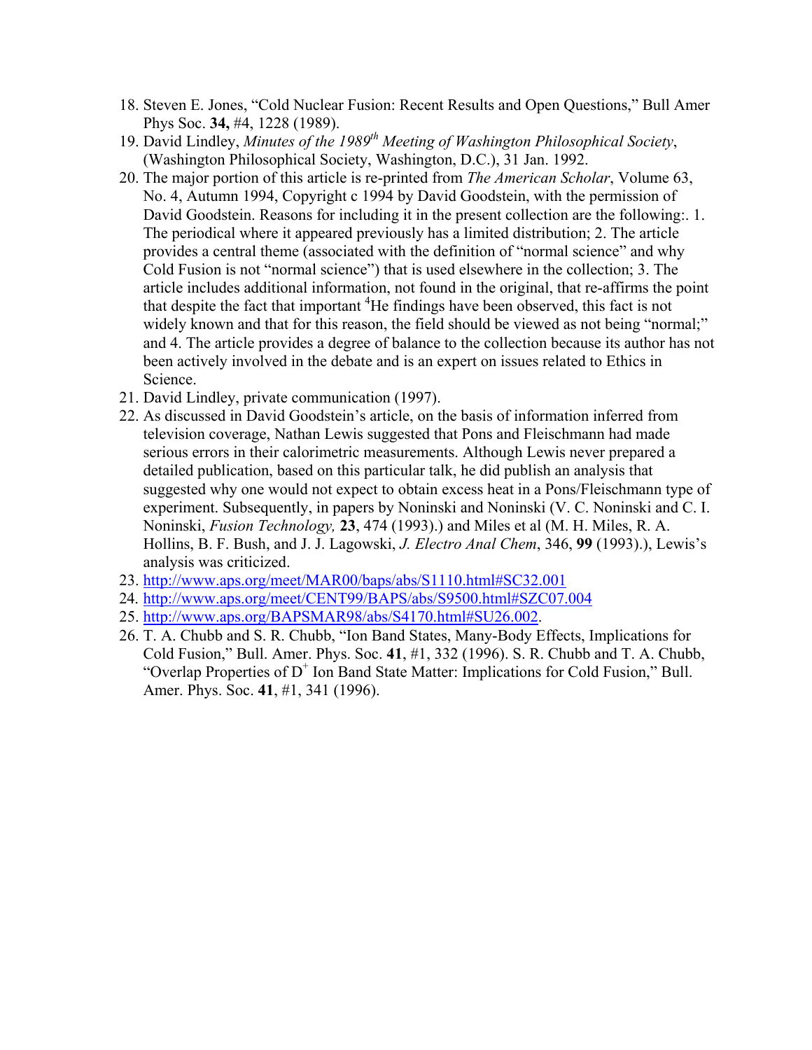18. Steven E. Jones, "Cold Nuclear Fusion: Recent Results and Open Questions," Bull Amer Phys Soc. **34,** #4, 1228 (1989).
19. David Lindley, *Minutes of the 1989$^{th}$ Meeting of Washington Philosophical Society*, (Washington Philosophical Society, Washington, D.C.), 31 Jan. 1992.
20. The major portion of this article is re-printed from *The American Scholar*, Volume 63, No. 4, Autumn 1994, Copyright c 1994 by David Goodstein, with the permission of David Goodstein. Reasons for including it in the present collection are the following:. 1. The periodical where it appeared previously has a limited distribution; 2. The article provides a central theme (associated with the definition of "normal science" and why Cold Fusion is not "normal science") that is used elsewhere in the collection; 3. The article includes additional information, not found in the original, that re-affirms the point that despite the fact that important $^4$He findings have been observed, this fact is not widely known and that for this reason, the field should be viewed as not being "normal;" and 4. The article provides a degree of balance to the collection because its author has not been actively involved in the debate and is an expert on issues related to Ethics in Science.
21. David Lindley, private communication (1997).
22. As discussed in David Goodstein's article, on the basis of information inferred from television coverage, Nathan Lewis suggested that Pons and Fleischmann had made serious errors in their calorimetric measurements. Although Lewis never prepared a detailed publication, based on this particular talk, he did publish an analysis that suggested why one would not expect to obtain excess heat in a Pons/Fleischmann type of experiment. Subsequently, in papers by Noninski and Noninski (V. C. Noninski and C. I. Noninski, *Fusion Technology,* **23**, 474 (1993).) and Miles et al (M. H. Miles, R. A. Hollins, B. F. Bush, and J. J. Lagowski, *J. Electro Anal Chem*, 346, **99** (1993).), Lewis's analysis was criticized.
23. http://www.aps.org/meet/MAR00/baps/abs/S1110.html#SC32.001
24. http://www.aps.org/meet/CENT99/BAPS/abs/S9500.html#SZC07.004
25. http://www.aps.org/BAPSMAR98/abs/S4170.html#SU26.002.
26. T. A. Chubb and S. R. Chubb, "Ion Band States, Many-Body Effects, Implications for Cold Fusion," Bull. Amer. Phys. Soc. **41**, #1, 332 (1996). S. R. Chubb and T. A. Chubb, "Overlap Properties of $D^+$ Ion Band State Matter: Implications for Cold Fusion," Bull. Amer. Phys. Soc. **41**, #1, 341 (1996).